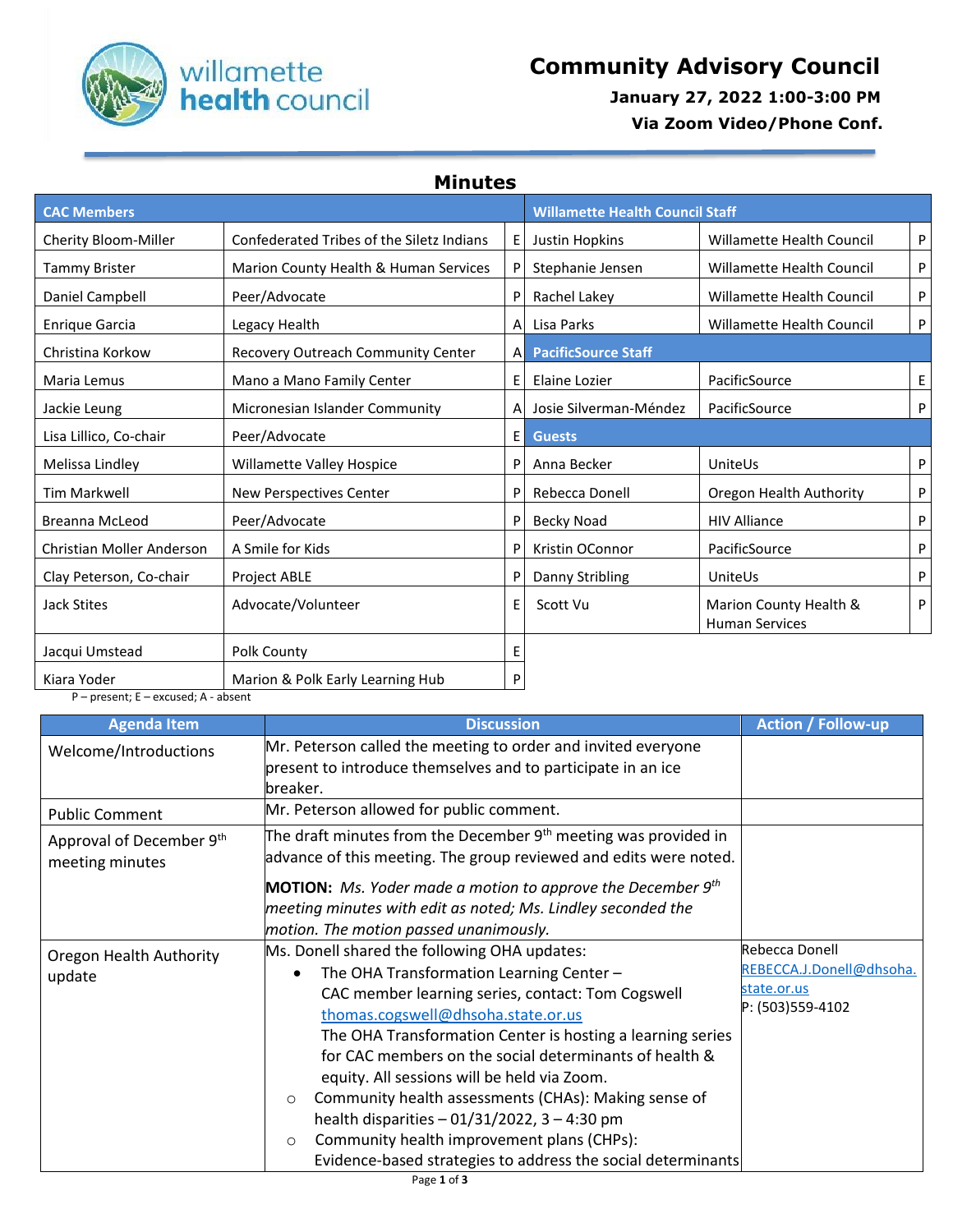# Community Advisory Council

**January 27, 2022 1:00-3:00 PM**

**Via Zoom Video/Phone Conf.**

## Minutes

| CAC Members | | | Willamette Health Council Staff | | |
|---|---|---|---|---|---|
| Cherity Bloom-Miller | Confederated Tribes of the Siletz Indians | E | Justin Hopkins | Willamette Health Council | P |
| Tammy Brister | Marion County Health & Human Services | P | Stephanie Jensen | Willamette Health Council | P |
| Daniel Campbell | Peer/Advocate | P | Rachel Lakey | Willamette Health Council | P |
| Enrique Garcia | Legacy Health | A | Lisa Parks | Willamette Health Council | P |
| Christina Korkow | Recovery Outreach Community Center | A | **PacificSource Staff** | | |
| Maria Lemus | Mano a Mano Family Center | E | Elaine Lozier | PacificSource | E |
| Jackie Leung | Micronesian Islander Community | A | Josie Silverman-Méndez | PacificSource | P |
| Lisa Lillico, Co-chair | Peer/Advocate | E | **Guests** | | |
| Melissa Lindley | Willamette Valley Hospice | P | Anna Becker | UniteUs | P |
| Tim Markwell | New Perspectives Center | P | Rebecca Donell | Oregon Health Authority | P |
| Breanna McLeod | Peer/Advocate | P | Becky Noad | HIV Alliance | P |
| Christian Moller Anderson | A Smile for Kids | P | Kristin OConnor | PacificSource | P |
| Clay Peterson, Co-chair | Project ABLE | P | Danny Stribling | UniteUs | P |
| Jack Stites | Advocate/Volunteer | E | Scott Vu | Marion County Health & Human Services | P |
| Jacqui Umstead | Polk County | E | | | |
| Kiara Yoder | Marion & Polk Early Learning Hub | P | | | |

P – present; E – excused; A - absent

| Agenda Item | Discussion | Action / Follow-up |
|---|---|---|
| Welcome/Introductions | Mr. Peterson called the meeting to order and invited everyone present to introduce themselves and to participate in an ice breaker. | |
| Public Comment | Mr. Peterson allowed for public comment. | |
| Approval of December 9th meeting minutes | The draft minutes from the December 9th meeting was provided in advance of this meeting. The group reviewed and edits were noted.<br><br>**MOTION:** *Ms. Yoder made a motion to approve the December 9th meeting minutes with edit as noted; Ms. Lindley seconded the motion. The motion passed unanimously.* | |
| Oregon Health Authority update | Ms. Donell shared the following OHA updates:<br>• The OHA Transformation Learning Center – CAC member learning series, contact: Tom Cogswell thomas.cogswell@dhsoha.state.or.us The OHA Transformation Center is hosting a learning series for CAC members on the social determinants of health & equity. All sessions will be held via Zoom.<br>○ Community health assessments (CHAs): Making sense of health disparities – 01/31/2022, 3 – 4:30 pm<br>○ Community health improvement plans (CHPs): Evidence-based strategies to address the social determinants | Rebecca Donell<br>REBECCA.J.Donell@dhsoha.state.or.us<br>P: (503)559-4102 |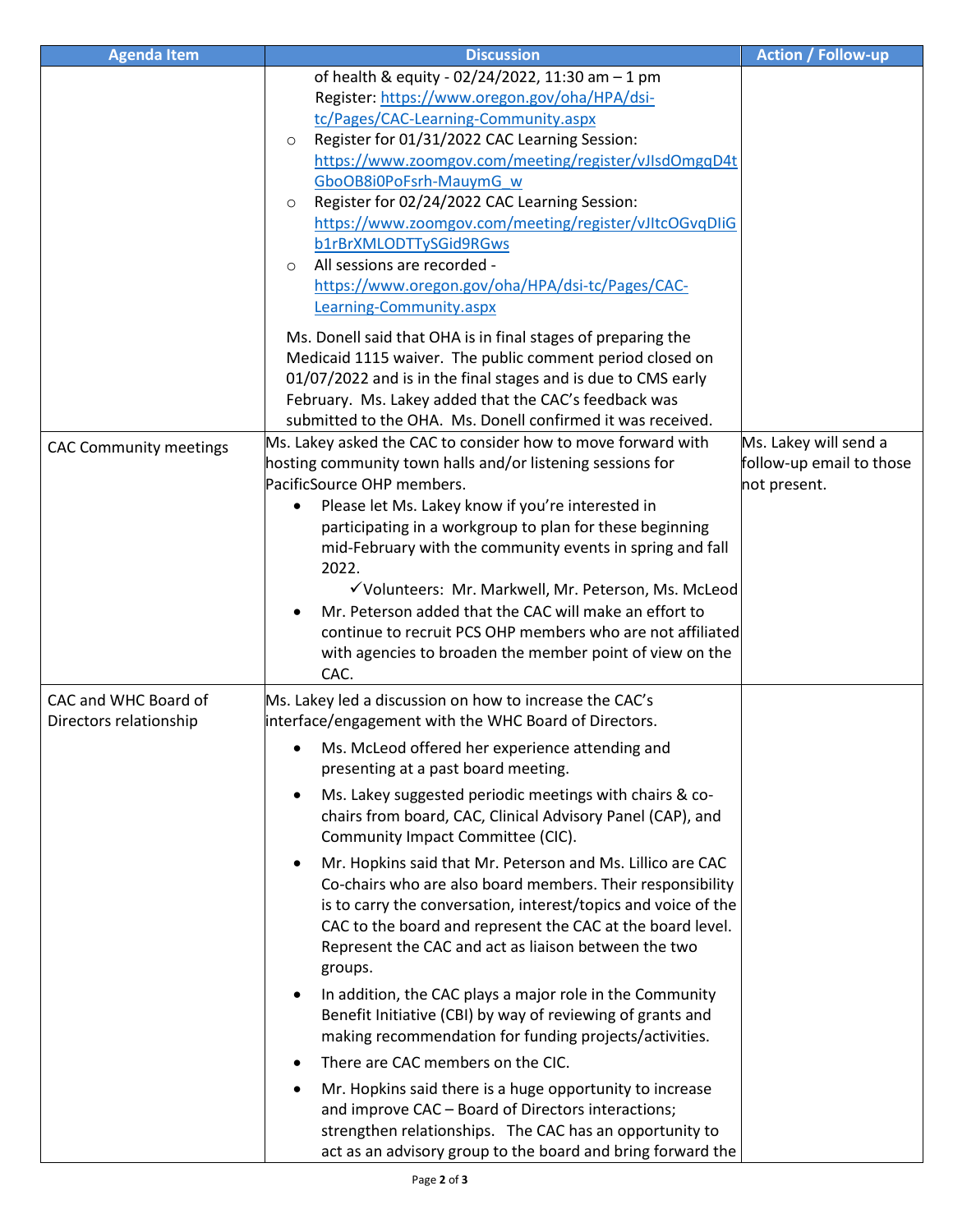| Agenda Item | Discussion | Action / Follow-up |
|---|---|---|
| | of health & equity - 02/24/2022, 11:30 am – 1 pm<br>Register: https://www.oregon.gov/oha/HPA/dsi-tc/Pages/CAC-Learning-Community.aspx<br>○ Register for 01/31/2022 CAC Learning Session: https://www.zoomgov.com/meeting/register/vJIsdOmgqD4tGboOB8i0PoFsrh-MauymG_w<br>○ Register for 02/24/2022 CAC Learning Session: https://www.zoomgov.com/meeting/register/vJItcOGvqDIiGb1rBrXMLODTTySGid9RGws<br>○ All sessions are recorded - https://www.oregon.gov/oha/HPA/dsi-tc/Pages/CAC-Learning-Community.aspx<br><br>Ms. Donell said that OHA is in final stages of preparing the Medicaid 1115 waiver. The public comment period closed on 01/07/2022 and is in the final stages and is due to CMS early February. Ms. Lakey added that the CAC's feedback was submitted to the OHA. Ms. Donell confirmed it was received. | |
| CAC Community meetings | Ms. Lakey asked the CAC to consider how to move forward with hosting community town halls and/or listening sessions for PacificSource OHP members.<br>• Please let Ms. Lakey know if you're interested in participating in a workgroup to plan for these beginning mid-February with the community events in spring and fall 2022.<br>✓Volunteers: Mr. Markwell, Mr. Peterson, Ms. McLeod<br>• Mr. Peterson added that the CAC will make an effort to continue to recruit PCS OHP members who are not affiliated with agencies to broaden the member point of view on the CAC. | Ms. Lakey will send a follow-up email to those not present. |
| CAC and WHC Board of Directors relationship | Ms. Lakey led a discussion on how to increase the CAC's interface/engagement with the WHC Board of Directors.<br>• Ms. McLeod offered her experience attending and presenting at a past board meeting.<br>• Ms. Lakey suggested periodic meetings with chairs & co-chairs from board, CAC, Clinical Advisory Panel (CAP), and Community Impact Committee (CIC).<br>• Mr. Hopkins said that Mr. Peterson and Ms. Lillico are CAC Co-chairs who are also board members. Their responsibility is to carry the conversation, interest/topics and voice of the CAC to the board and represent the CAC at the board level. Represent the CAC and act as liaison between the two groups.<br>• In addition, the CAC plays a major role in the Community Benefit Initiative (CBI) by way of reviewing of grants and making recommendation for funding projects/activities.<br>• There are CAC members on the CIC.<br>• Mr. Hopkins said there is a huge opportunity to increase and improve CAC – Board of Directors interactions; strengthen relationships. The CAC has an opportunity to act as an advisory group to the board and bring forward the | |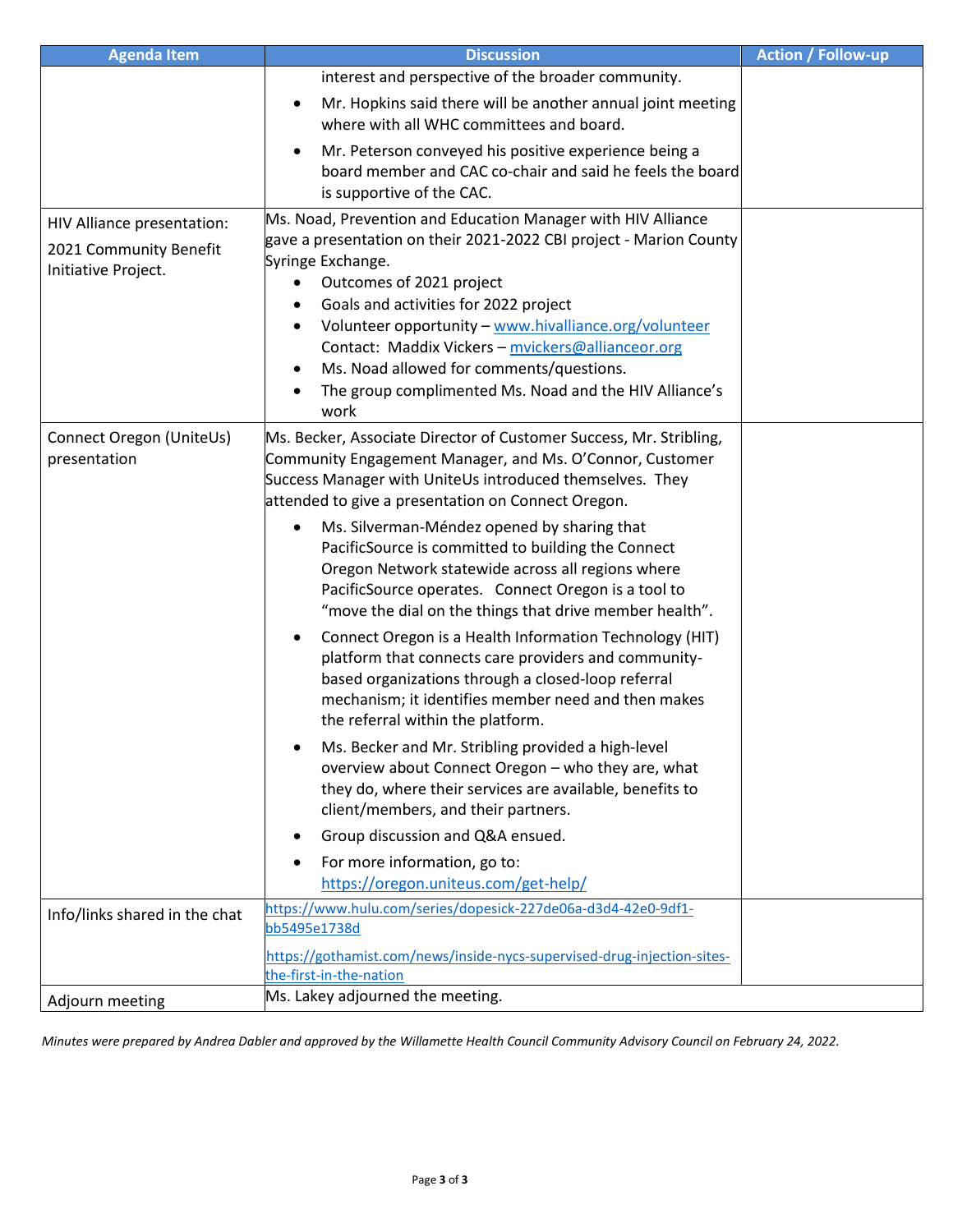| Agenda Item | Discussion | Action / Follow-up |
|---|---|---|
| | interest and perspective of the broader community.<br>• Mr. Hopkins said there will be another annual joint meeting where with all WHC committees and board.<br>• Mr. Peterson conveyed his positive experience being a board member and CAC co-chair and said he feels the board is supportive of the CAC. | |
| HIV Alliance presentation: 2021 Community Benefit Initiative Project. | Ms. Noad, Prevention and Education Manager with HIV Alliance gave a presentation on their 2021-2022 CBI project - Marion County Syringe Exchange.<br>• Outcomes of 2021 project<br>• Goals and activities for 2022 project<br>• Volunteer opportunity – www.hivalliance.org/volunteer Contact: Maddix Vickers – mvickers@allianceor.org<br>• Ms. Noad allowed for comments/questions.<br>• The group complimented Ms. Noad and the HIV Alliance's work | |
| Connect Oregon (UniteUs) presentation | Ms. Becker, Associate Director of Customer Success, Mr. Stribling, Community Engagement Manager, and Ms. O'Connor, Customer Success Manager with UniteUs introduced themselves. They attended to give a presentation on Connect Oregon.<br>• Ms. Silverman-Méndez opened by sharing that PacificSource is committed to building the Connect Oregon Network statewide across all regions where PacificSource operates. Connect Oregon is a tool to "move the dial on the things that drive member health".<br>• Connect Oregon is a Health Information Technology (HIT) platform that connects care providers and community-based organizations through a closed-loop referral mechanism; it identifies member need and then makes the referral within the platform.<br>• Ms. Becker and Mr. Stribling provided a high-level overview about Connect Oregon – who they are, what they do, where their services are available, benefits to client/members, and their partners.<br>• Group discussion and Q&A ensued.<br>• For more information, go to: https://oregon.uniteus.com/get-help/ | |
| Info/links shared in the chat | https://www.hulu.com/series/dopesick-227de06a-d3d4-42e0-9df1-bb5495e1738d<br>https://gothamist.com/news/inside-nycs-supervised-drug-injection-sites-the-first-in-the-nation | |
| Adjourn meeting | Ms. Lakey adjourned the meeting. | |

*Minutes were prepared by Andrea Dabler and approved by the Willamette Health Council Community Advisory Council on February 24, 2022.*